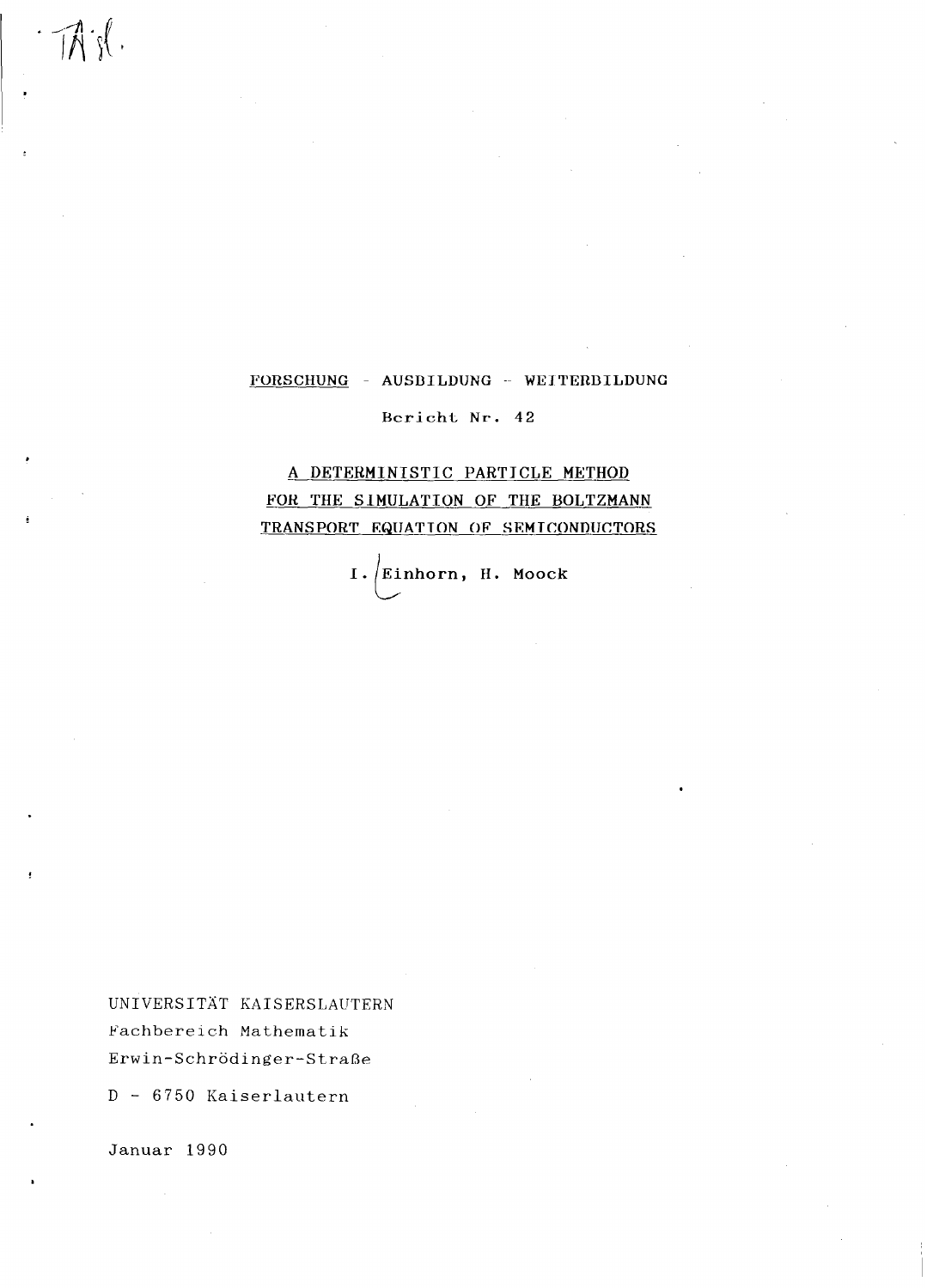FORSCHUNG - AUSBILDUNG - WEITERBILDUNG

Bericht Nr. 42

# A DETERMINISTIC PARTICLE METHOD FOR THE SIMULATION OF THE BOLTZMANN TRANSPORT EQUATION OF SEMICONDUCTORS

I. Einhorn, H. Moock

UNIVERSITÄT KAISERSLAUTERN
Fachbereich Mathematik
Erwin-Schrödinger-Straße

D - 6750 Kaiserlautern

Januar 1990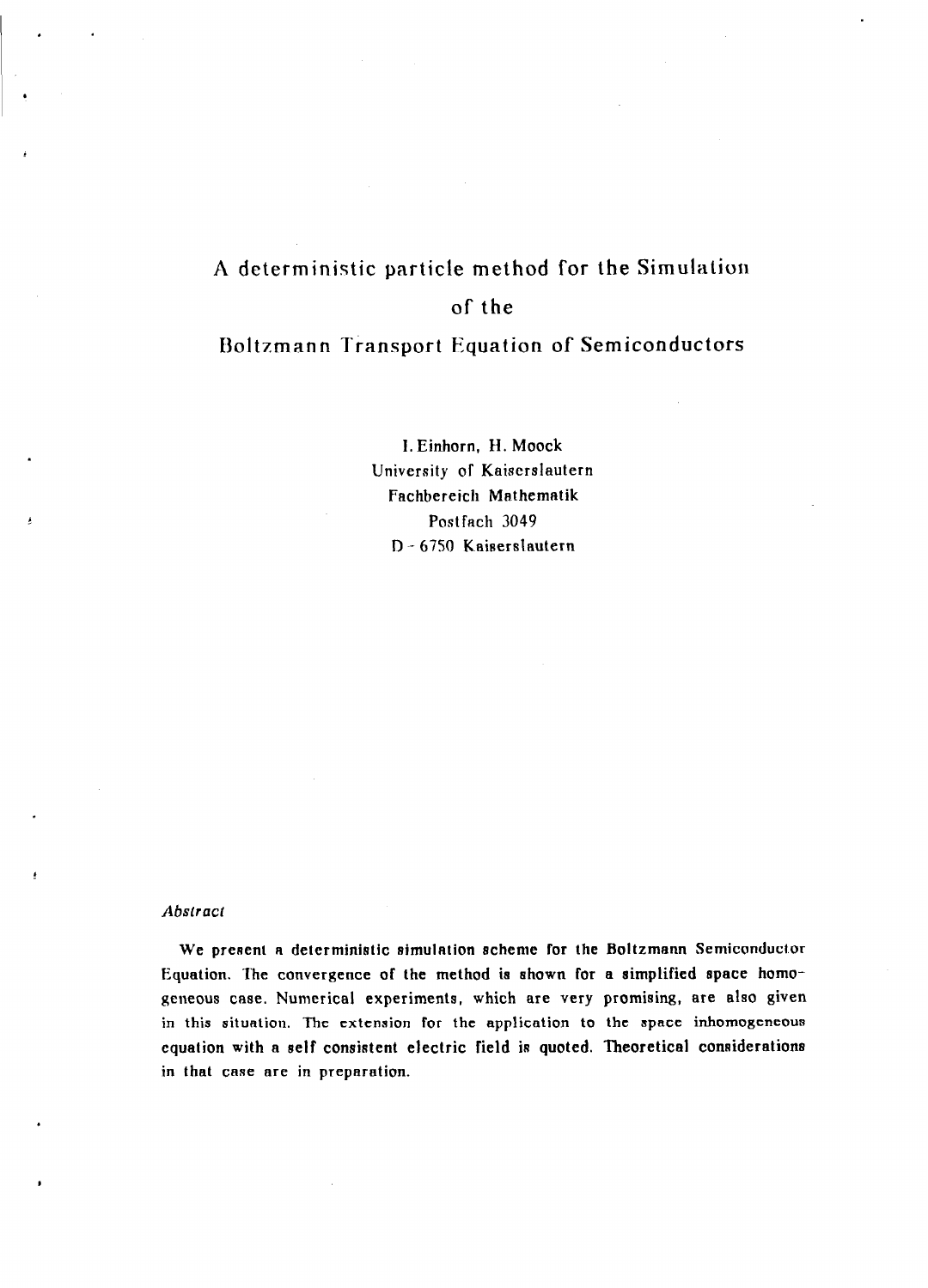# A deterministic particle method for the Simulation of the Boltzmann Transport Equation of Semiconductors

I. Einhorn, H. Moock
University of Kaiserslautern
Fachbereich Mathematik
Postfach 3049
D - 6750 Kaiserslautern

*Abstract*

We present a deterministic simulation scheme for the Boltzmann Semiconductor Equation. The convergence of the method is shown for a simplified space homogeneous case. Numerical experiments, which are very promising, are also given in this situation. The extension for the application to the space inhomogeneous equation with a self consistent electric field is quoted. Theoretical considerations in that case are in preparation.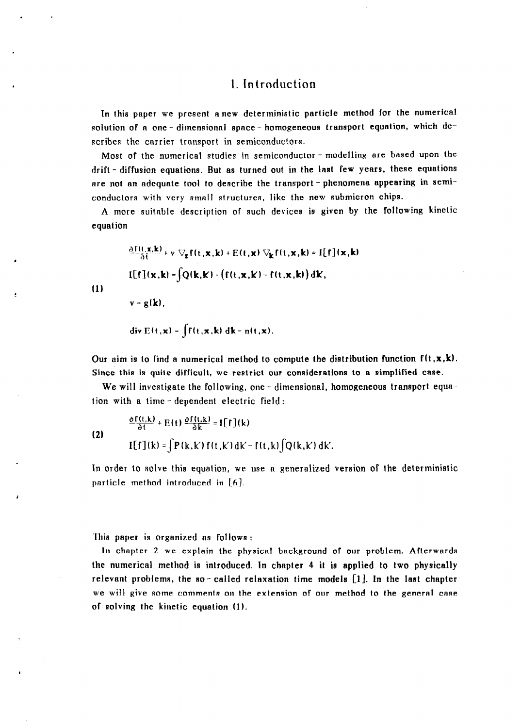# 1. Introduction

In this paper we present a new deterministic particle method for the numerical solution of a one - dimensional space - homogeneous transport equation, which describes the carrier transport in semiconductors.

Most of the numerical studies in semiconductor - modelling are based upon the drift - diffusion equations. But as turned out in the last few years, these equations are not an adequate tool to describe the transport - phenomena appearing in semiconductors with very small structures, like the new submicron chips.

A more suitable description of such devices is given by the following kinetic equation

$$
(1)\qquad
\begin{aligned}
&\frac{\partial f(t,\mathbf{x},\mathbf{k})}{\partial t} + v\,\nabla_{\mathbf{x}} f(t,\mathbf{x},\mathbf{k}) + E(t,\mathbf{x})\,\nabla_{\mathbf{k}} f(t,\mathbf{x},\mathbf{k}) = I[f](\mathbf{x},\mathbf{k})\\
&I[f](\mathbf{x},\mathbf{k}) = \int Q(\mathbf{k},\mathbf{k}')\cdot\big(f(t,\mathbf{x},\mathbf{k}') - f(t,\mathbf{x},\mathbf{k})\big)\,d\mathbf{k}',\\
&v = g(\mathbf{k}),\\
&\operatorname{div} E(t,\mathbf{x}) = \int f(t,\mathbf{x},\mathbf{k})\,d\mathbf{k} - n(t,\mathbf{x}).
\end{aligned}
$$

Our aim is to find a numerical method to compute the distribution function $f(t,\mathbf{x},\mathbf{k})$. Since this is quite difficult, we restrict our considerations to a simplified case.

We will investigate the following, one - dimensional, homogeneous transport equation with a time - dependent electric field:

$$
(2)\qquad
\begin{aligned}
&\frac{\partial f(t,k)}{\partial t} + E(t)\,\frac{\partial f(t,k)}{\partial k} = I[f](k)\\
&I[f](k) = \int P(k,k')\,f(t,k')\,dk' - f(t,k)\int Q(k,k')\,dk'.
\end{aligned}
$$

In order to solve this equation, we use a generalized version of the deterministic particle method introduced in [6].

This paper is organized as follows:

In chapter 2 we explain the physical background of our problem. Afterwards the numerical method is introduced. In chapter 4 it is applied to two physically relevant problems, the so - called relaxation time models [1]. In the last chapter we will give some comments on the extension of our method to the general case of solving the kinetic equation (1).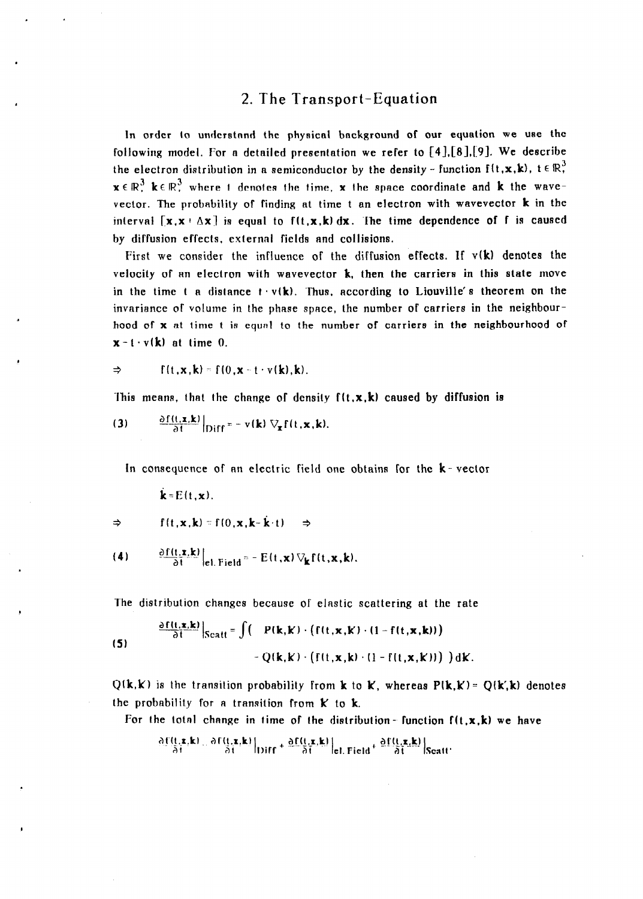## 2. The Transport-Equation

In order to understand the physical background of our equation we use the following model. For a detailed presentation we refer to [4],[8],[9]. We describe the electron distribution in a semiconductor by the density - function $f(t,\mathbf{x},\mathbf{k})$, $t \in \mathbb{R}^3_+$, $\mathbf{x} \in \mathbb{R}^3_+$, $\mathbf{k} \in \mathbb{R}^3_+$ where $t$ denotes the time, $\mathbf{x}$ the space coordinate and $\mathbf{k}$ the wavevector. The probability of finding at time $t$ an electron with wavevector $\mathbf{k}$ in the interval $[\mathbf{x}, \mathbf{x} + \Delta\mathbf{x}]$ is equal to $f(t,\mathbf{x},\mathbf{k})\,d\mathbf{x}$. The time dependence of $f$ is caused by diffusion effects, external fields and collisions.

First we consider the influence of the diffusion effects. If $v(\mathbf{k})$ denotes the velocity of an electron with wavevector $\mathbf{k}$, then the carriers in this state move in the time $t$ a distance $t \cdot v(\mathbf{k})$. Thus, according to Liouville's theorem on the invariance of volume in the phase space, the number of carriers in the neighbourhood of $\mathbf{x}$ at time $t$ is equal to the number of carriers in the neighbourhood of $\mathbf{x} - t \cdot v(\mathbf{k})$ at time $0$.

$$\Rightarrow \qquad f(t,\mathbf{x},\mathbf{k}) = f(0,\mathbf{x} - t \cdot v(\mathbf{k}),\mathbf{k}).$$

This means, that the change of density $f(t,\mathbf{x},\mathbf{k})$ caused by diffusion is

$$(3) \qquad \left.\frac{\partial f(t,\mathbf{x},\mathbf{k})}{\partial t}\right|_{\text{Diff}} = - v(\mathbf{k})\, \nabla_{\mathbf{x}} f(t,\mathbf{x},\mathbf{k}).$$

In consequence of an electric field one obtains for the $\mathbf{k}$-vector

$$\dot{\mathbf{k}} = E(t,\mathbf{x}).$$

$$\Rightarrow \qquad f(t,\mathbf{x},\mathbf{k}) = f(0,\mathbf{x},\mathbf{k} - \dot{\mathbf{k}} \cdot t) \qquad \Rightarrow$$

$$(4) \qquad \left.\frac{\partial f(t,\mathbf{x},\mathbf{k})}{\partial t}\right|_{\text{el. Field}} = - E(t,\mathbf{x})\, \nabla_{\mathbf{k}} f(t,\mathbf{x},\mathbf{k}).$$

The distribution changes because of elastic scattering at the rate

$$(5) \qquad \begin{aligned} \left.\frac{\partial f(t,\mathbf{x},\mathbf{k})}{\partial t}\right|_{\text{Scatt}} = \int \Big( & P(\mathbf{k},\mathbf{k}') \cdot \big(f(t,\mathbf{x},\mathbf{k}') \cdot (1 - f(t,\mathbf{x},\mathbf{k}))\big) \\ & - Q(\mathbf{k},\mathbf{k}') \cdot \big(f(t,\mathbf{x},\mathbf{k}) \cdot (1 - f(t,\mathbf{x},\mathbf{k}'))\big) \Big)\, d\mathbf{k}'. \end{aligned}$$

$Q(\mathbf{k},\mathbf{k}')$ is the transition probability from $\mathbf{k}$ to $\mathbf{k}'$, whereas $P(\mathbf{k},\mathbf{k}') = Q(\mathbf{k}',\mathbf{k})$ denotes the probability for a transition from $\mathbf{k}'$ to $\mathbf{k}$.

For the total change in time of the distribution - function $f(t,\mathbf{x},\mathbf{k})$ we have

$$\frac{\partial f(t,\mathbf{x},\mathbf{k})}{\partial t} = \left.\frac{\partial f(t,\mathbf{x},\mathbf{k})}{\partial t}\right|_{\text{Diff}} + \left.\frac{\partial f(t,\mathbf{x},\mathbf{k})}{\partial t}\right|_{\text{el. Field}} + \left.\frac{\partial f(t,\mathbf{x},\mathbf{k})}{\partial t}\right|_{\text{Scatt}}.$$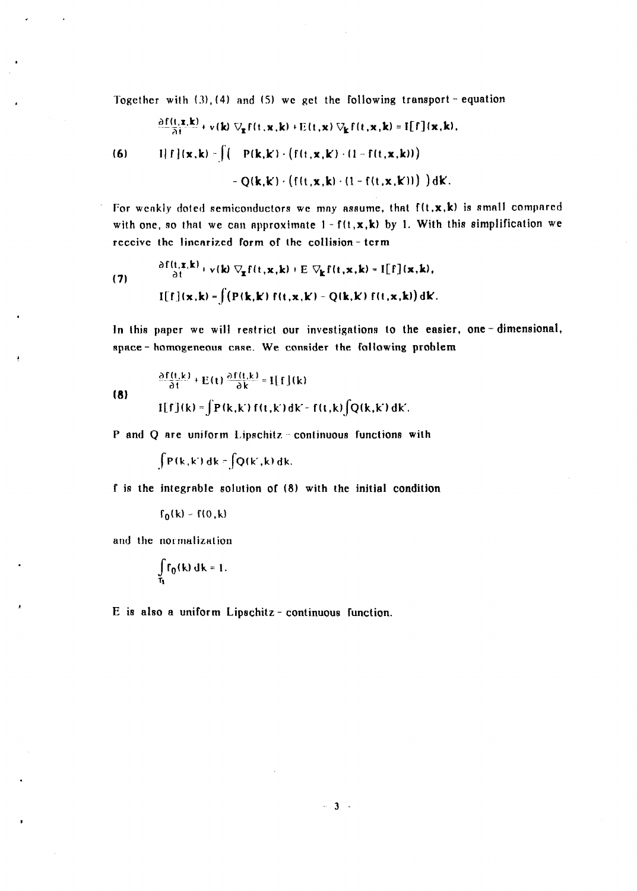Together with (3), (4) and (5) we get the following transport - equation

$$
(6)\qquad
\begin{aligned}
&\frac{\partial f(t,\mathbf{x},\mathbf{k})}{\partial t} + v(\mathbf{k})\, \nabla_{\mathbf{x}} f(t,\mathbf{x},\mathbf{k}) + E(t,\mathbf{x})\, \nabla_{\mathbf{k}} f(t,\mathbf{x},\mathbf{k}) = I[f](\mathbf{x},\mathbf{k}),\\
&I[f](\mathbf{x},\mathbf{k}) = \int \Big( P(\mathbf{k},\mathbf{k}') \cdot \big(f(t,\mathbf{x},\mathbf{k}') \cdot (1 - f(t,\mathbf{x},\mathbf{k}))\big)\\
&\qquad\qquad - Q(\mathbf{k},\mathbf{k}') \cdot \big(f(t,\mathbf{x},\mathbf{k}) \cdot (1 - f(t,\mathbf{x},\mathbf{k}'))\big) \Big)\, d\mathbf{k}'.
\end{aligned}
$$

For weakly doted semiconductors we may assume, that $f(t,\mathbf{x},\mathbf{k})$ is small compared with one, so that we can approximate $1 - f(t,\mathbf{x},\mathbf{k})$ by 1. With this simplification we receive the linearized form of the collision - term

$$
(7)\qquad
\begin{aligned}
&\frac{\partial f(t,\mathbf{x},\mathbf{k})}{\partial t} + v(\mathbf{k})\, \nabla_{\mathbf{x}} f(t,\mathbf{x},\mathbf{k}) + E\, \nabla_{\mathbf{k}} f(t,\mathbf{x},\mathbf{k}) = I[f](\mathbf{x},\mathbf{k}),\\
&I[f](\mathbf{x},\mathbf{k}) = \int \big(P(\mathbf{k},\mathbf{k}')\, f(t,\mathbf{x},\mathbf{k}') - Q(\mathbf{k},\mathbf{k}')\, f(t,\mathbf{x},\mathbf{k})\big)\, d\mathbf{k}'.
\end{aligned}
$$

In this paper we will restrict our investigations to the easier, one - dimensional, space - homogeneous case. We consider the following problem

$$
(8)\qquad
\begin{aligned}
&\frac{\partial f(t,k)}{\partial t} + E(t)\, \frac{\partial f(t,k)}{\partial k} = I[f](k)\\
&I[f](k) = \int P(k,k')\, f(t,k')\, dk' - f(t,k) \int Q(k,k')\, dk'.
\end{aligned}
$$

P and Q are uniform Lipschitz - continuous functions with

$$\int P(k,k')\, dk = \int Q(k',k)\, dk.$$

f is the integrable solution of (8) with the initial condition

$$f_0(k) = f(0,k)$$

and the normalization

$$\int_{T_1} f_0(k)\, dk = 1.$$

E is also a uniform Lipschitz - continuous function.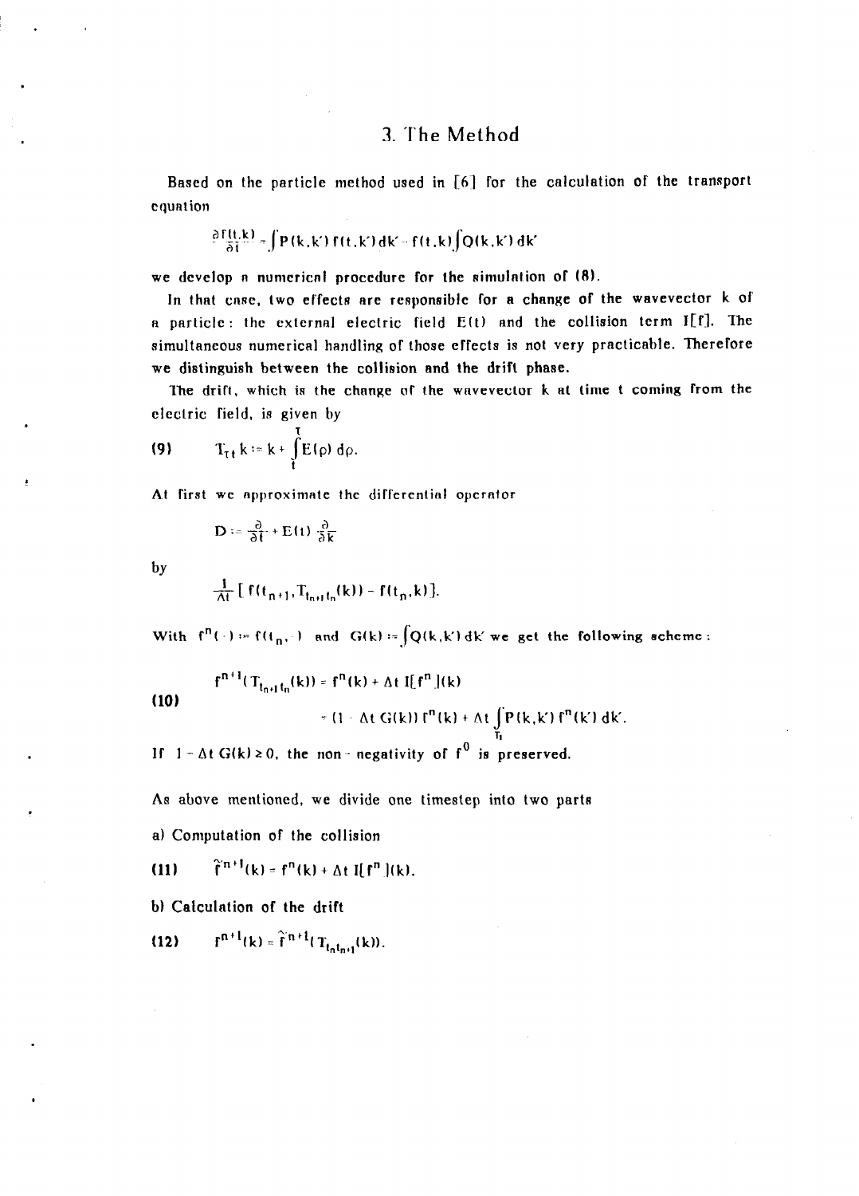## 3. The Method

Based on the particle method used in [6] for the calculation of the transport equation

$$\frac{\partial f(t,k)}{\partial t} = \int P(k,k')\, f(t,k')\, dk' - f(t,k) \int Q(k,k')\, dk'$$

we develop a numerical procedure for the simulation of (8).

In that case, two effects are responsible for a change of the wavevector k of a particle: the external electric field $E(t)$ and the collision term $I[f]$. The simultaneous numerical handling of those effects is not very practicable. Therefore we distinguish between the collision and the drift phase.

The drift, which is the change of the wavevector k at time t coming from the electric field, is given by

$$T_{\tau t}\, k := k + \int_t^\tau E(\rho)\, d\rho. \tag{9}$$

At first we approximate the differential operator

$$D := \frac{\partial}{\partial t} + E(t) \frac{\partial}{\partial k}$$

by

$$\frac{1}{\Delta t} \left[ f(t_{n+1}, T_{t_{n+1} t_n}(k)) - f(t_n, k) \right].$$

With $f^n(\cdot) := f(t_n, \cdot)$ and $G(k) := \int Q(k,k')\, dk'$ we get the following scheme:

$$\begin{aligned} f^{n+1}(T_{t_{n+1} t_n}(k)) &= f^n(k) + \Delta t\, I[f^n](k) \\ &= (1 - \Delta t\, G(k))\, f^n(k) + \Delta t \int_{T_1} P(k,k')\, f^n(k')\, dk'. \end{aligned} \tag{10}$$

If $1 - \Delta t\, G(k) \geq 0$, the non-negativity of $f^0$ is preserved.

As above mentioned, we divide one timestep into two parts

a) Computation of the collision

$$\tilde{f}^{n+1}(k) = f^n(k) + \Delta t\, I[f^n](k). \tag{11}$$

b) Calculation of the drift

$$f^{n+1}(k) = \tilde{f}^{n+1}(T_{t_n t_{n+1}}(k)). \tag{12}$$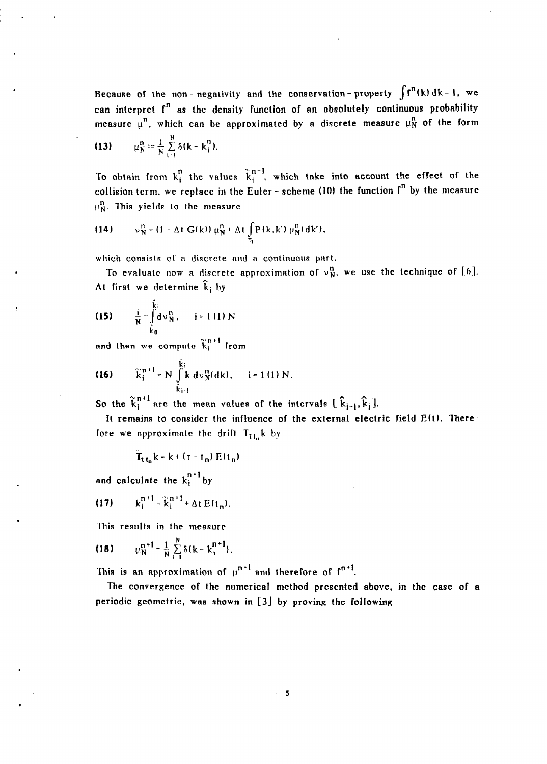Because of the non-negativity and the conservation-property $\int f^n(k)\,dk = 1$, we can interpret $f^n$ as the density function of an absolutely continuous probability measure $\mu^n$, which can be approximated by a discrete measure $\mu_N^n$ of the form

$$\text{(13)} \qquad \mu_N^n := \frac{1}{N} \sum_{i=1}^{N} \delta(k - k_i^n).$$

To obtain from $k_i^n$ the values $\tilde{k}_i^{n+1}$, which take into account the effect of the collision term, we replace in the Euler-scheme (10) the function $f^n$ by the measure $\mu_N^n$. This yields to the measure

$$\text{(14)} \qquad \nu_N^n = (1 - \Delta t\, G(k))\, \mu_N^n + \Delta t \int_{T_1} P(k,k')\, \mu_N^n(dk'),$$

which consists of a discrete and a continuous part.

To evaluate now a discrete approximation of $\nu_N^n$, we use the technique of [6]. At first we determine $\hat{k}_i$ by

$$\text{(15)} \qquad \frac{i}{N} = \int_{\hat{k}_0}^{\hat{k}_i} d\nu_N^n, \quad i = 1\,(1)\,N$$

and then we compute $\tilde{k}_i^{n+1}$ from

$$\text{(16)} \qquad \tilde{k}_i^{n+1} = N \int_{\hat{k}_{i-1}}^{\hat{k}_i} k \, d\nu_N^n(dk), \quad i = 1\,(1)\,N.$$

So the $\tilde{k}_i^{n+1}$ are the mean values of the intervals $[\hat{k}_{i-1}, \hat{k}_i]$.

It remains to consider the influence of the external electric field $E(t)$. Therefore we approximate the drift $T_{\tau t_n} k$ by

$$\bar{T}_{\tau t_n} k = k + (\tau - t_n)\, E(t_n)$$

and calculate the $k_i^{n+1}$ by

$$\text{(17)} \qquad k_i^{n+1} = \tilde{k}_i^{n+1} + \Delta t\, E(t_n).$$

This results in the measure

$$\text{(18)} \qquad \mu_N^{n+1} = \frac{1}{N} \sum_{i=1}^{N} \delta(k - k_i^{n+1}).$$

This is an approximation of $\mu^{n+1}$ and therefore of $f^{n+1}$.

The convergence of the numerical method presented above, in the case of a periodic geometric, was shown in [3] by proving the following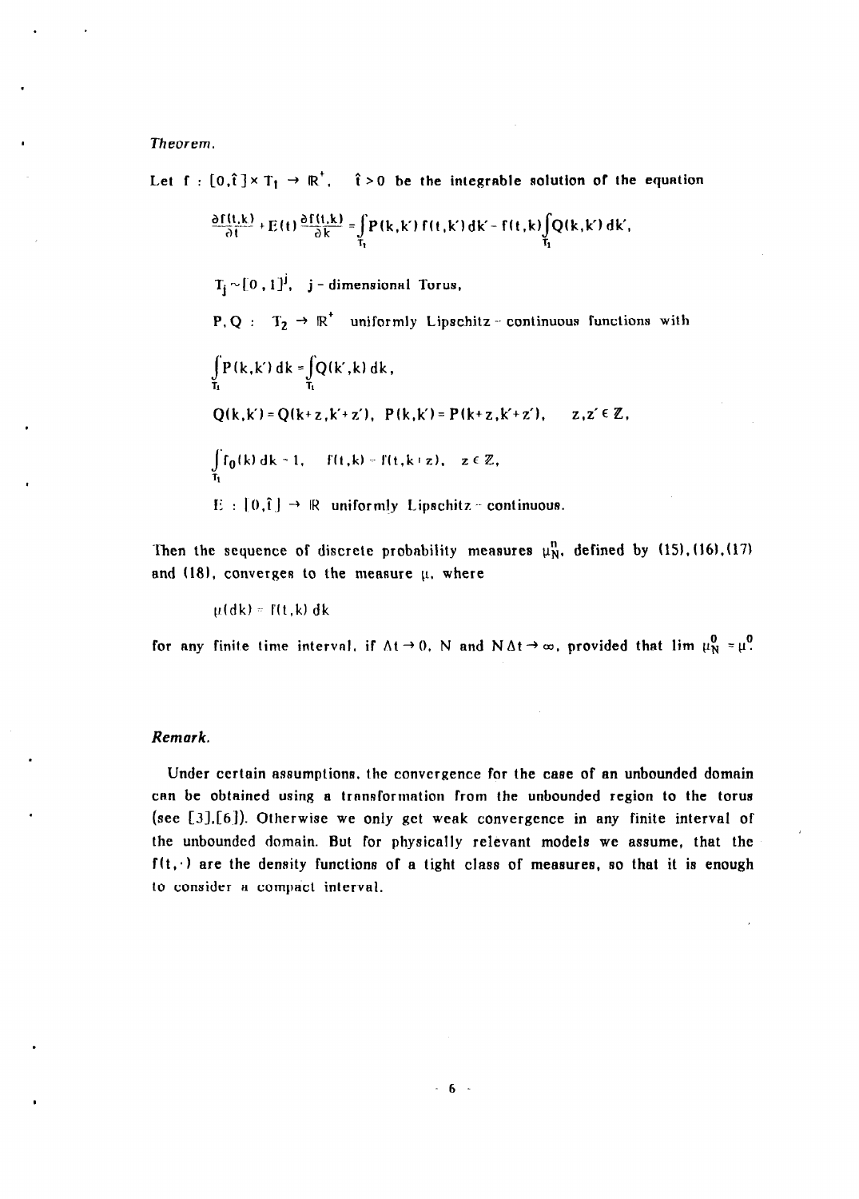*Theorem.*

Let $f : [0,\hat{t}] \times T_1 \to \mathbb{R}^+$, $\hat{t} > 0$ be the integrable solution of the equation

$$\frac{\partial f(t,k)}{\partial t} + E(t)\frac{\partial f(t,k)}{\partial k} = \int_{T_1} P(k,k')\, f(t,k')\, dk' - f(t,k)\int_{T_1} Q(k,k')\, dk',$$

$T_j \sim [0,1]^j$, $j$ - dimensional Torus,

$P, Q : T_2 \to \mathbb{R}^+$ uniformly Lipschitz - continuous functions with

$$\int_{T_1} P(k,k')\, dk = \int_{T_1} Q(k',k)\, dk,$$

$$Q(k,k') = Q(k+z,k'+z'), \quad P(k,k') = P(k+z,k'+z'), \qquad z,z' \in \mathbb{Z},$$

$$\int_{T_1} f_0(k)\, dk = 1, \quad f(t,k) = f(t,k+z), \quad z \in \mathbb{Z},$$

$E : [0,\hat{t}] \to \mathbb{R}$ uniformly Lipschitz - continuous.

Then the sequence of discrete probability measures $\mu_N^n$, defined by (15), (16), (17) and (18), converges to the measure $\mu$, where

$$\mu(dk) = f(t,k)\, dk$$

for any finite time interval, if $\Delta t \to 0$, $N$ and $N\Delta t \to \infty$, provided that $\lim \mu_N^0 = \mu^0$.

## *Remark.*

Under certain assumptions, the convergence for the case of an unbounded domain can be obtained using a transformation from the unbounded region to the torus (see [3],[6]). Otherwise we only get weak convergence in any finite interval of the unbounded domain. But for physically relevant models we assume, that the $f(t,\cdot)$ are the density functions of a tight class of measures, so that it is enough to consider a compact interval.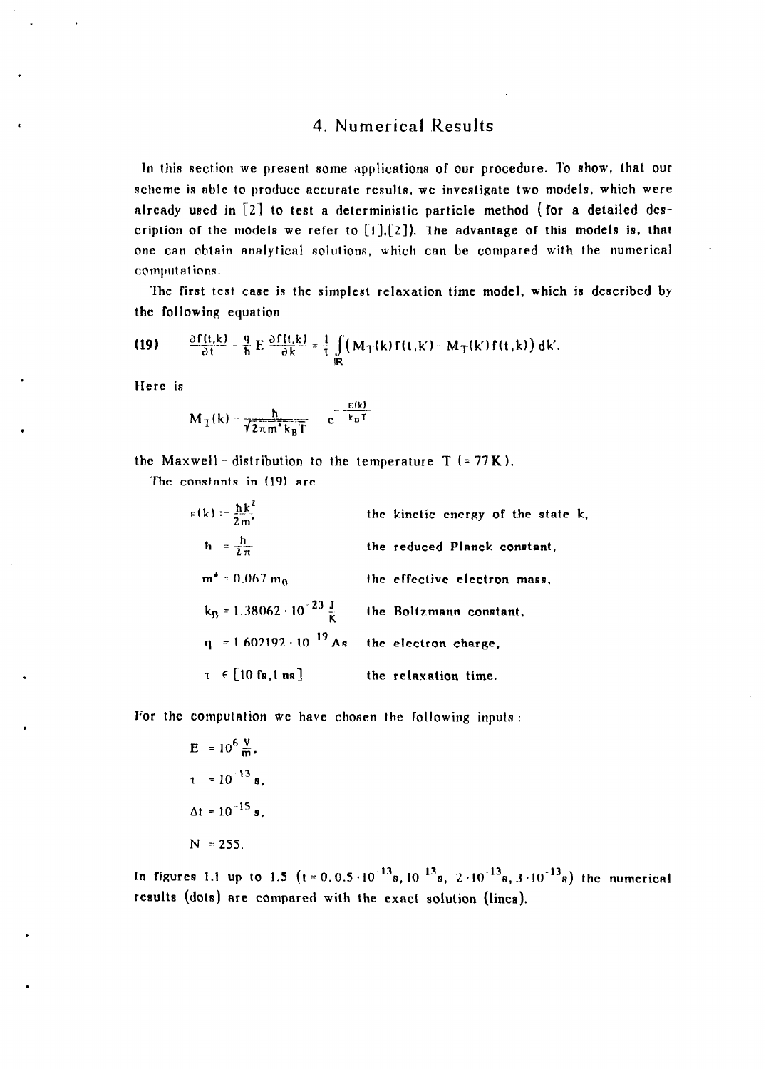## 4. Numerical Results

In this section we present some applications of our procedure. To show, that our scheme is able to produce accurate results, we investigate two models, which were already used in [2] to test a deterministic particle method (for a detailed description of the models we refer to [1],[2]). The advantage of this models is, that one can obtain analytical solutions, which can be compared with the numerical computations.

The first test case is the simplest relaxation time model, which is described by the following equation

$$\text{(19)} \qquad \frac{\partial f(t,k)}{\partial t} - \frac{q}{\hbar} E \frac{\partial f(t,k)}{\partial k} = \frac{1}{\tau} \int_{\mathbb{R}} \left( M_T(k) f(t,k') - M_T(k') f(t,k) \right) dk'.$$

Here is

$$M_T(k) = \frac{\hbar}{\sqrt{2\pi m^* k_B T}} \quad e^{-\frac{\varepsilon(k)}{k_B T}}$$

the Maxwell - distribution to the temperature $T$ (= 77 K).

The constants in (19) are

| | |
|---|---|
| $\varepsilon(k) := \frac{\hbar k^2}{2m^*}$ | the kinetic energy of the state k, |
| $\hbar = \frac{h}{2\pi}$ | the reduced Planck constant, |
| $m^* = 0.067\, m_0$ | the effective electron mass, |
| $k_B = 1.38062 \cdot 10^{-23} \frac{J}{K}$ | the Boltzmann constant, |
| $q = 1.602192 \cdot 10^{-19}$ As | the electron charge, |
| $\tau \in [10 \text{ fs}, 1 \text{ ns}]$ | the relaxation time. |

For the computation we have chosen the following inputs :

$$E = 10^6 \frac{V}{m},$$

$$\tau = 10^{-13} s,$$

$$\Delta t = 10^{-15} s,$$

$$N = 255.$$

In figures 1.1 up to 1.5 ($t = 0, 0.5 \cdot 10^{-13}$s, $10^{-13}$s, $2 \cdot 10^{-13}$s, $3 \cdot 10^{-13}$s) the numerical results (dots) are compared with the exact solution (lines).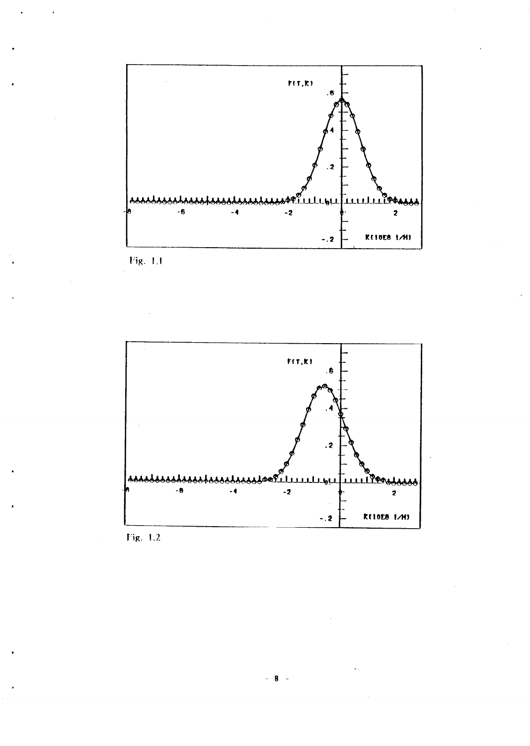Fig. 1.1

Fig. 1.2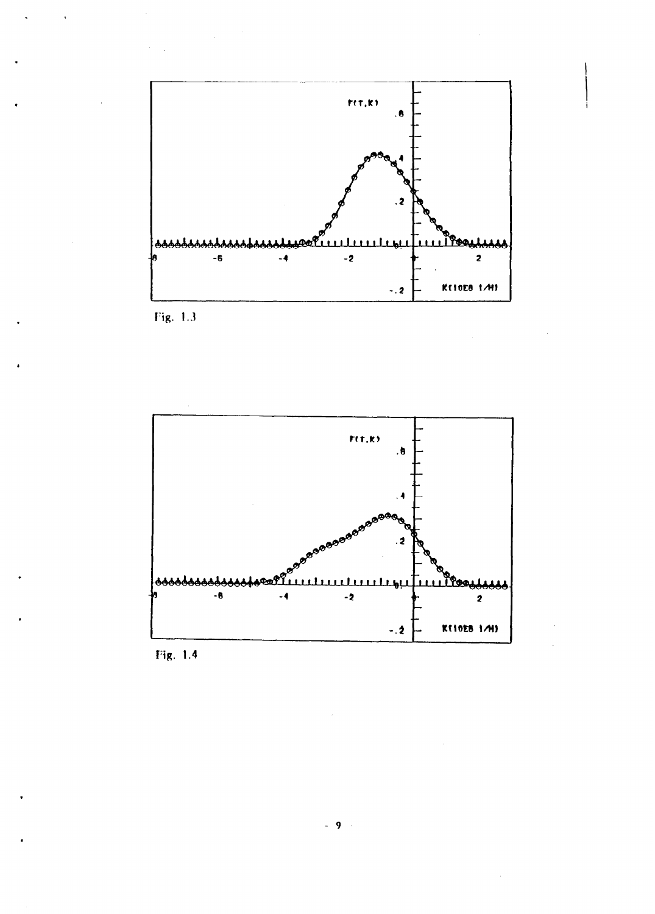Fig. 1.3

Fig. 1.4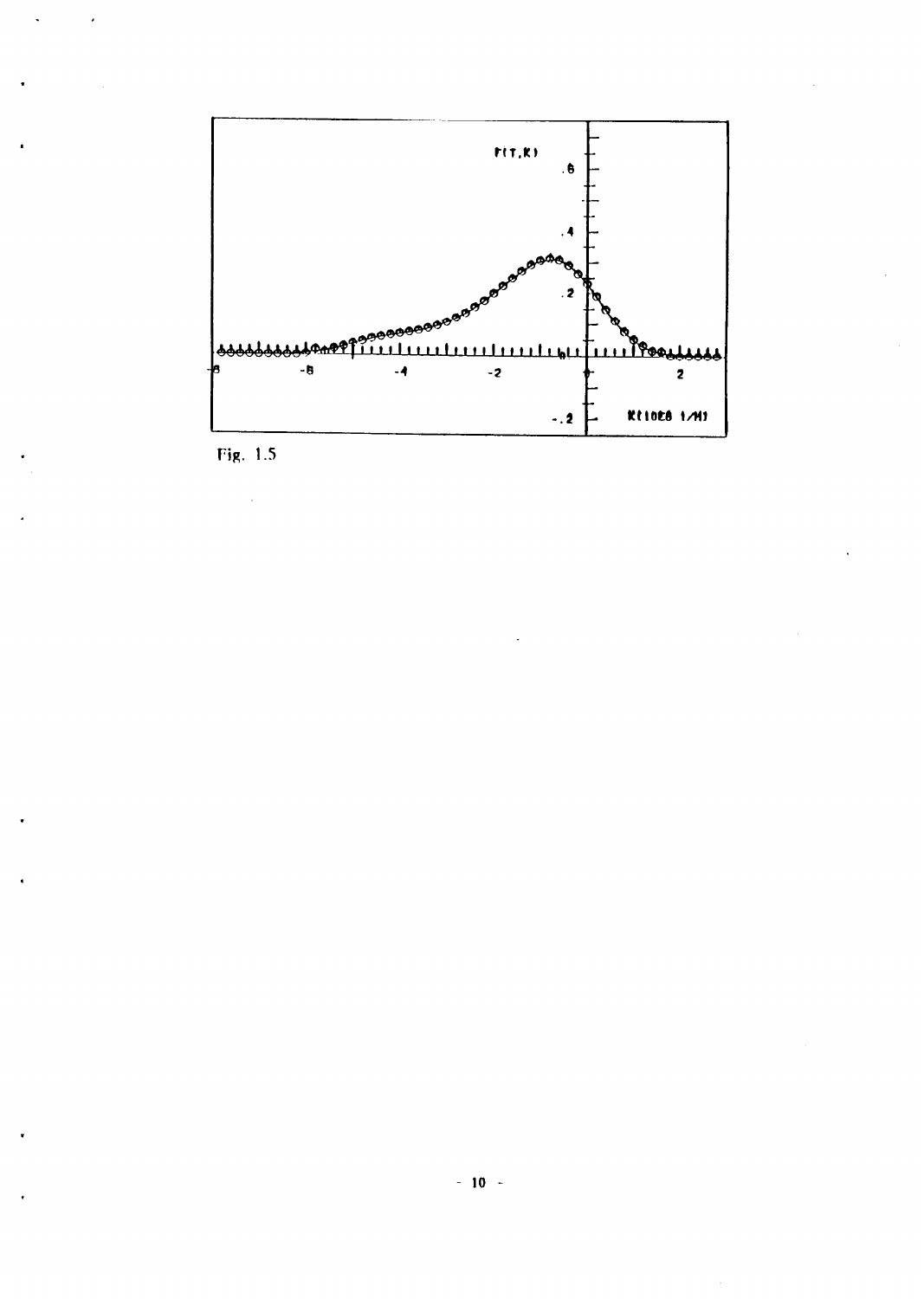Fig. 1.5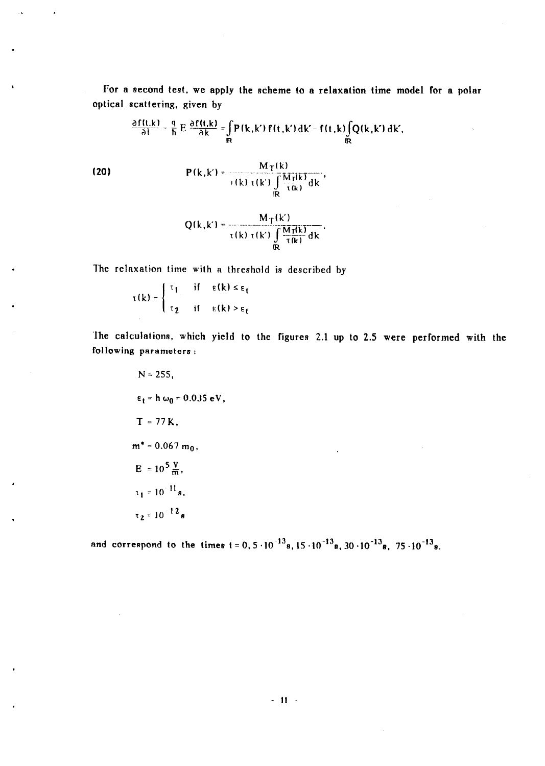For a second test, we apply the scheme to a relaxation time model for a polar optical scattering, given by

$$\frac{\partial f(t,k)}{\partial t} - \frac{q}{h} E \frac{\partial f(t,k)}{\partial k} = \int_{\mathbb{R}} P(k,k') f(t,k') dk' - f(t,k) \int_{\mathbb{R}} Q(k,k') dk',$$

(20)
$$P(k,k') = \frac{M_T(k)}{\tau(k)\,\tau(k') \int_{\mathbb{R}} \frac{M_T(k)}{\tau(k)} dk},$$

$$Q(k,k') = \frac{M_T(k')}{\tau(k)\,\tau(k') \int_{\mathbb{R}} \frac{M_T(k)}{\tau(k)} dk}.$$

The relaxation time with a threshold is described by

$$\tau(k) = \begin{cases} \tau_1 & \text{if} \quad \varepsilon(k) \le \varepsilon_t \\ \tau_2 & \text{if} \quad \varepsilon(k) > \varepsilon_t \end{cases}$$

The calculations, which yield to the figures 2.1 up to 2.5 were performed with the following parameters :

$N = 255$,

$\varepsilon_t = h\,\omega_0 = 0.035\ \text{eV}$,

$T = 77\,\text{K}$,

$m^* = 0.067\, m_0$,

$E = 10^5 \frac{V}{m}$,

$\tau_1 = 10^{-11}\text{s}$,

$\tau_2 = 10^{-12}\text{s}$

and correspond to the times $t = 0,\ 5 \cdot 10^{-13}\text{s},\ 15 \cdot 10^{-13}\text{s},\ 30 \cdot 10^{-13}\text{s},\ 75 \cdot 10^{-13}\text{s}$.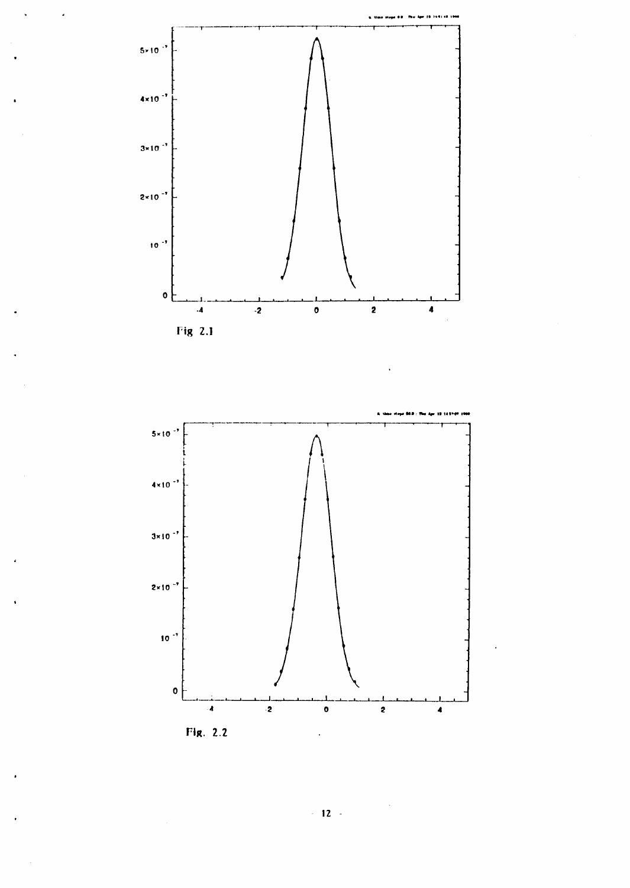Fig 2.1

Fig. 2.2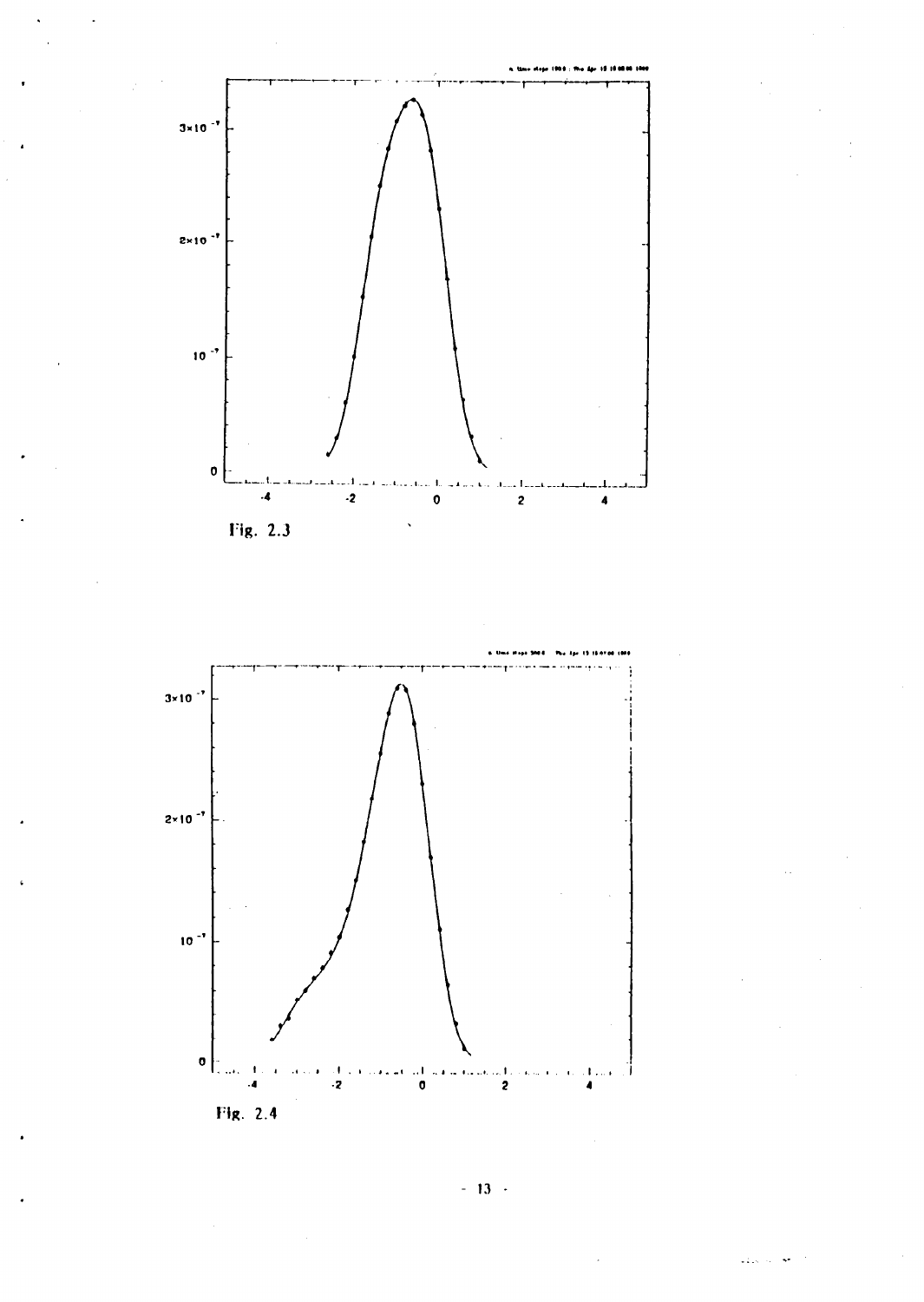Fig. 2.3

Fig. 2.4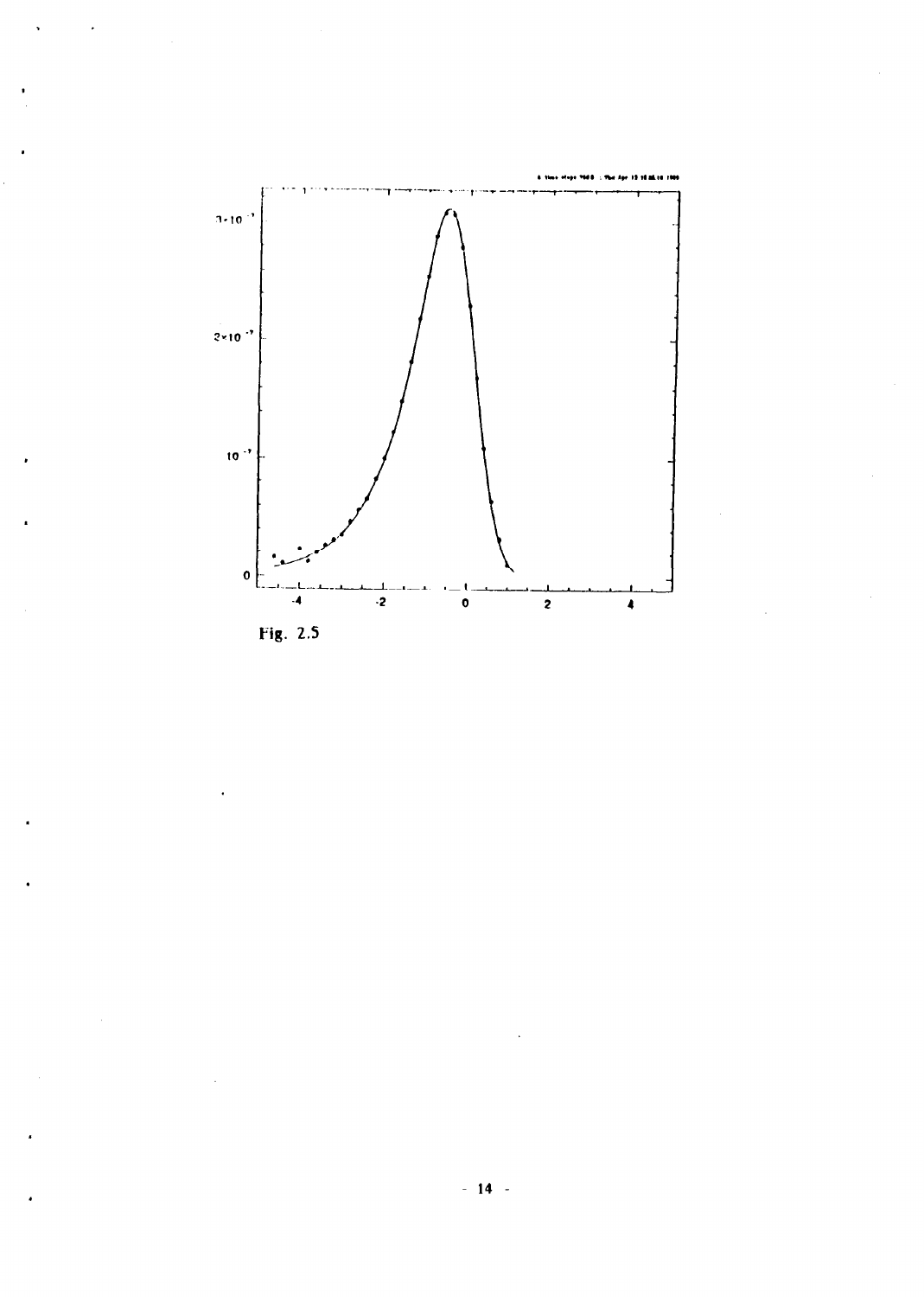Fig. 2.5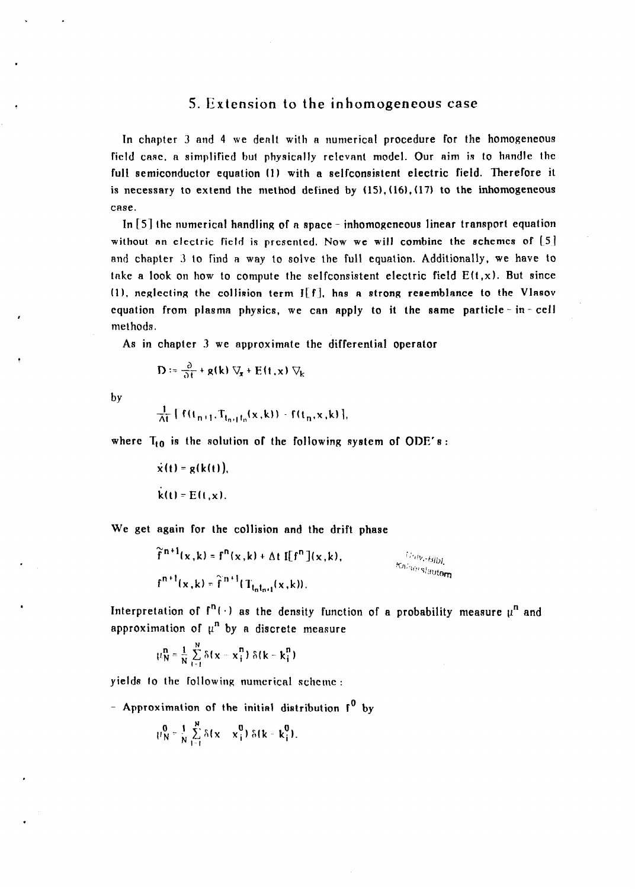## 5. Extension to the inhomogeneous case

In chapter 3 and 4 we dealt with a numerical procedure for the homogeneous field case, a simplified but physically relevant model. Our aim is to handle the full semiconductor equation (1) with a selfconsistent electric field. Therefore it is necessary to extend the method defined by (15), (16), (17) to the inhomogeneous case.

In [5] the numerical handling of a space - inhomogeneous linear transport equation without an electric field is presented. Now we will combine the schemes of [5] and chapter 3 to find a way to solve the full equation. Additionally, we have to take a look on how to compute the selfconsistent electric field $E(t,x)$. But since (1), neglecting the collision term $I[f]$, has a strong resemblance to the Vlasov equation from plasma physics, we can apply to it the same particle - in - cell methods.

As in chapter 3 we approximate the differential operator

$$D := \frac{\partial}{\partial t} + g(k)\, \nabla_x + E(t,x)\, \nabla_k$$

by

$$\frac{1}{\Delta t}\left[ f(t_{n+1}, T_{t_{n+1}t_n}(x,k)) - f(t_n,x,k)\right],$$

where $T_{t_0}$ is the solution of the following system of ODE's :

$$\dot{x}(t) = g(k(t)),$$

$$\dot{k}(t) = E(t,x).$$

We get again for the collision and the drift phase

$$\tilde{f}^{n+1}(x,k) = f^n(x,k) + \Delta t\, I[f^n](x,k),$$

$$f^{n+1}(x,k) = \tilde{f}^{n+1}(T_{t_n t_{n+1}}(x,k)).$$

Interpretation of $f^n(\cdot)$ as the density function of a probability measure $\mu^n$ and approximation of $\mu^n$ by a discrete measure

$$\mu_N^n = \frac{1}{N}\sum_{i=1}^{N} \delta(x - x_i^n)\, \delta(k - k_i^n)$$

yields to the following numerical scheme :

- Approximation of the initial distribution $f^0$ by

$$\mu_N^0 = \frac{1}{N}\sum_{i=1}^{N} \delta(x - x_i^0)\, \delta(k - k_i^0).$$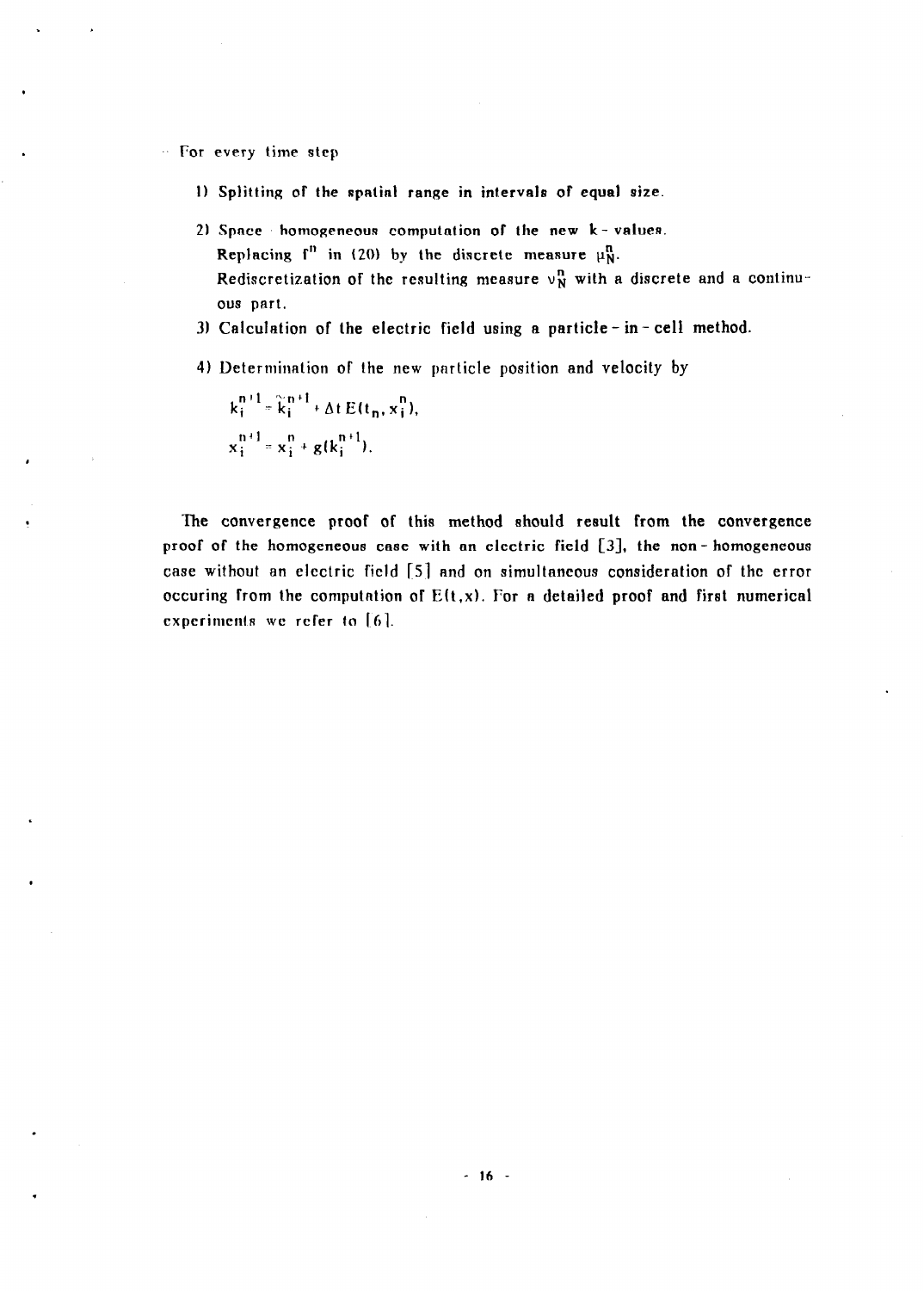– For every time step

1) Splitting of the spatial range in intervals of equal size.

2) Space homogeneous computation of the new k - values.
   Replacing $f^n$ in (20) by the discrete measure $\mu_N^n$.
   Rediscretization of the resulting measure $\nu_N^n$ with a discrete and a continuous part.

3) Calculation of the electric field using a particle - in - cell method.

4) Determination of the new particle position and velocity by

$$k_i^{n+1} = \tilde{k}_i^{n+1} + \Delta t\, E(t_n, x_i^n),$$

$$x_i^{n+1} = x_i^n + g(k_i^{n+1}).$$

The convergence proof of this method should result from the convergence proof of the homogeneous case with an electric field [3], the non - homogeneous case without an electric field [5] and on simultaneous consideration of the error occuring from the computation of $E(t,x)$. For a detailed proof and first numerical experiments we refer to [6].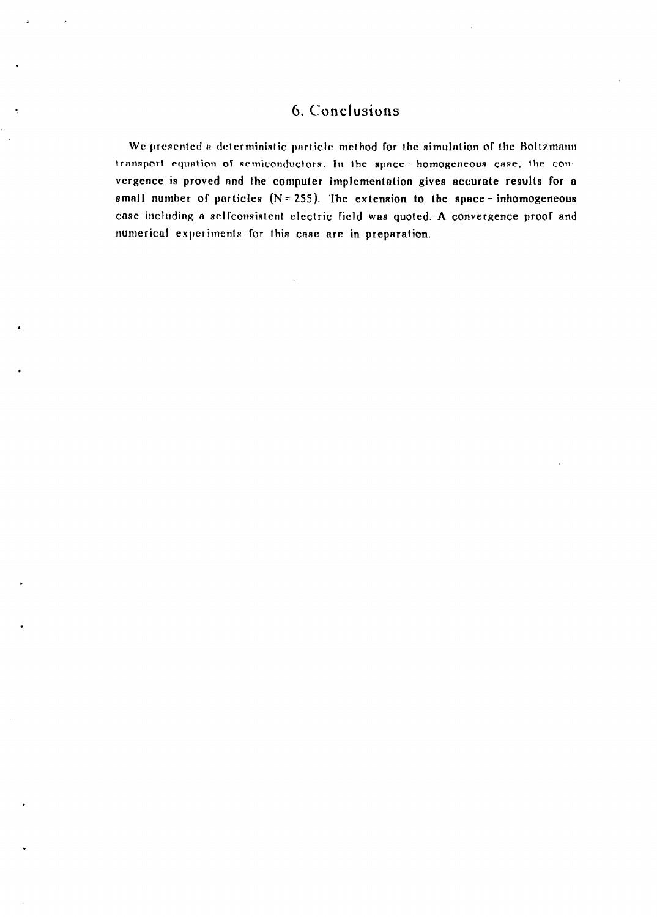## 6. Conclusions

We presented a deterministic particle method for the simulation of the Boltzmann transport equation of semiconductors. In the space - homogeneous case, the convergence is proved and the computer implementation gives accurate results for a small number of particles ($N = 255$). The extension to the space - inhomogeneous case including a selfconsistent electric field was quoted. A convergence proof and numerical experiments for this case are in preparation.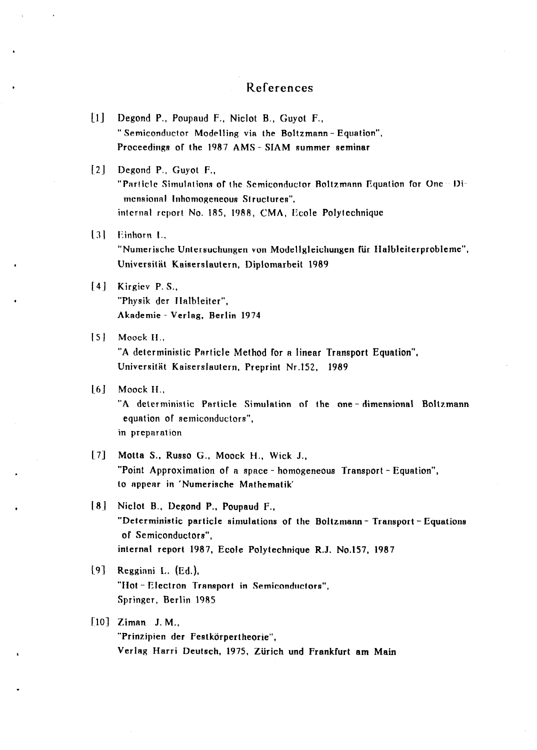# References

[1] Degond P., Poupaud F., Niclot B., Guyot F.,
"Semiconductor Modelling via the Boltzmann - Equation",
Proceedings of the 1987 AMS - SIAM summer seminar

[2] Degond P., Guyot F.,
"Particle Simulations of the Semiconductor Boltzmann Equation for One - Dimensional Inhomogeneous Structures",
internal report No. 185, 1988, CMA, Ecole Polytechnique

[3] Einhorn I.,
"Numerische Untersuchungen von Modellgleichungen für Halbleiterprobleme",
Universität Kaiserslautern, Diplomarbeit 1989

[4] Kirgiev P. S.,
"Physik der Halbleiter",
Akademie - Verlag, Berlin 1974

[5] Moock H.,
"A deterministic Particle Method for a linear Transport Equation",
Universität Kaiserslautern, Preprint Nr.152, 1989

[6] Moock H.,
"A deterministic Particle Simulation of the one - dimensional Boltzmann equation of semiconductors",
in preparation

[7] Motta S., Russo G., Moock H., Wick J.,
"Point Approximation of a space - homogeneous Transport - Equation",
to appear in 'Numerische Mathematik'

[8] Niclot B., Degond P., Poupaud F.,
"Deterministic particle simulations of the Boltzmann - Transport - Equations of Semiconductors",
internal report 1987, Ecole Polytechnique R.J. No.157, 1987

[9] Reggiani L. (Ed.),
"Hot - Electron Transport in Semiconductors",
Springer, Berlin 1985

[10] Ziman J. M.,
"Prinzipien der Festkörpertheorie",
Verlag Harri Deutsch, 1975, Zürich und Frankfurt am Main